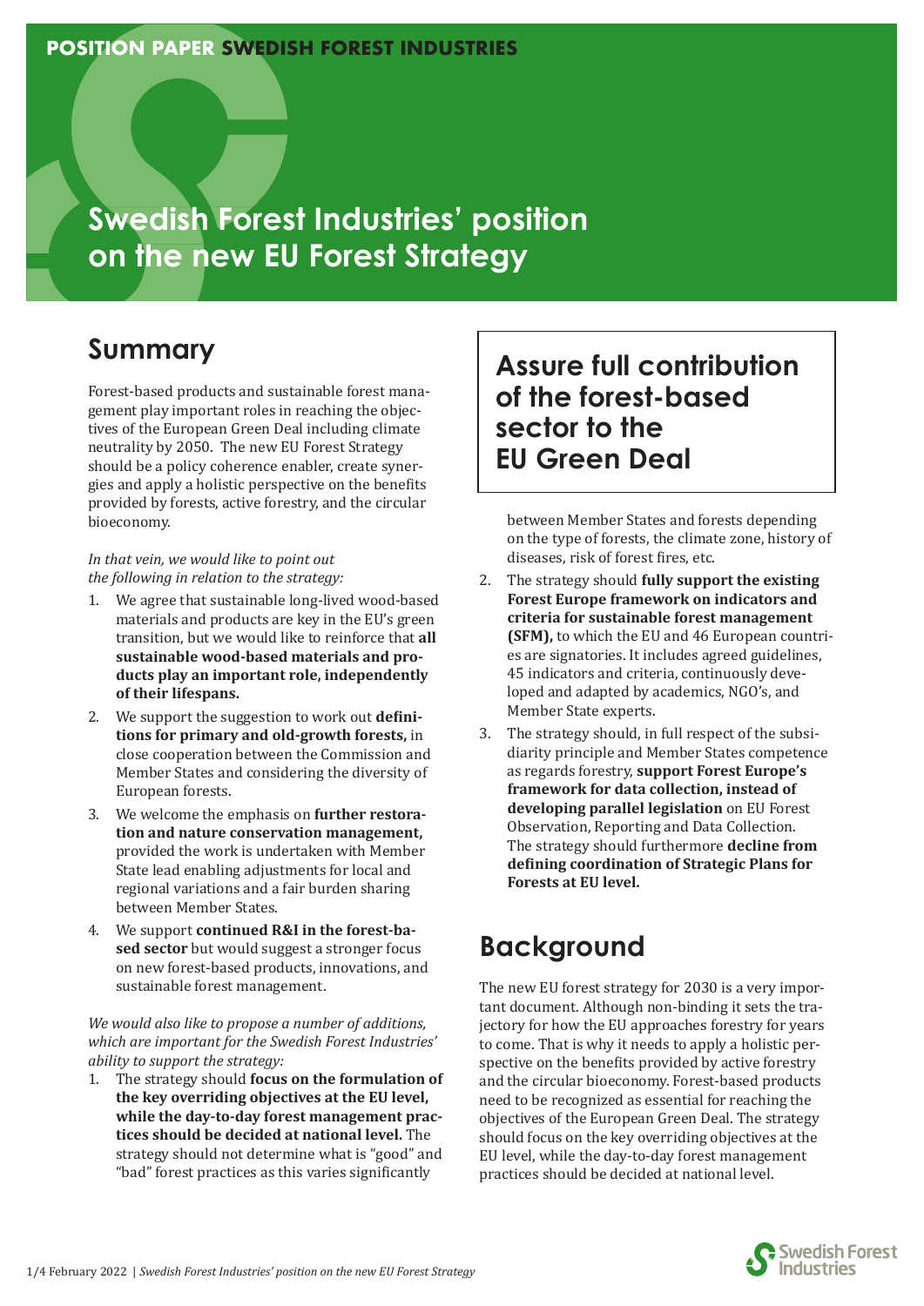POSITION PAPER SWEDISH FOREST INDUSTRIES

# Swedish Forest Industries' position on the new EU Forest Strategy

## Summary

Forest-based products and sustainable forest management play important roles in reaching the objectives of the European Green Deal including climate neutrality by 2050. The new EU Forest Strategy should be a policy coherence enabler, create synergies and apply a holistic perspective on the benefits provided by forests, active forestry, and the circular bioeconomy.

*In that vein, we would like to point out the following in relation to the strategy:*

1. We agree that sustainable long-lived wood-based materials and products are key in the EU's green transition, but we would like to reinforce that **all sustainable wood-based materials and products play an important role, independently of their lifespans.**
2. We support the suggestion to work out **definitions for primary and old-growth forests,** in close cooperation between the Commission and Member States and considering the diversity of European forests.
3. We welcome the emphasis on **further restoration and nature conservation management,** provided the work is undertaken with Member State lead enabling adjustments for local and regional variations and a fair burden sharing between Member States.
4. We support **continued R&I in the forest-based sector** but would suggest a stronger focus on new forest-based products, innovations, and sustainable forest management.

*We would also like to propose a number of additions, which are important for the Swedish Forest Industries' ability to support the strategy:*

1. The strategy should **focus on the formulation of the key overriding objectives at the EU level, while the day-to-day forest management practices should be decided at national level.** The strategy should not determine what is "good" and "bad" forest practices as this varies significantly between Member States and forests depending on the type of forests, the climate zone, history of diseases, risk of forest fires, etc.
2. The strategy should **fully support the existing Forest Europe framework on indicators and criteria for sustainable forest management (SFM),** to which the EU and 46 European countries are signatories. It includes agreed guidelines, 45 indicators and criteria, continuously developed and adapted by academics, NGO's, and Member State experts.
3. The strategy should, in full respect of the subsidiarity principle and Member States competence as regards forestry, **support Forest Europe's framework for data collection, instead of developing parallel legislation** on EU Forest Observation, Reporting and Data Collection. The strategy should furthermore **decline from defining coordination of Strategic Plans for Forests at EU level.**

## Assure full contribution of the forest-based sector to the EU Green Deal

## Background

The new EU forest strategy for 2030 is a very important document. Although non-binding it sets the trajectory for how the EU approaches forestry for years to come. That is why it needs to apply a holistic perspective on the benefits provided by active forestry and the circular bioeconomy. Forest-based products need to be recognized as essential for reaching the objectives of the European Green Deal. The strategy should focus on the key overriding objectives at the EU level, while the day-to-day forest management practices should be decided at national level.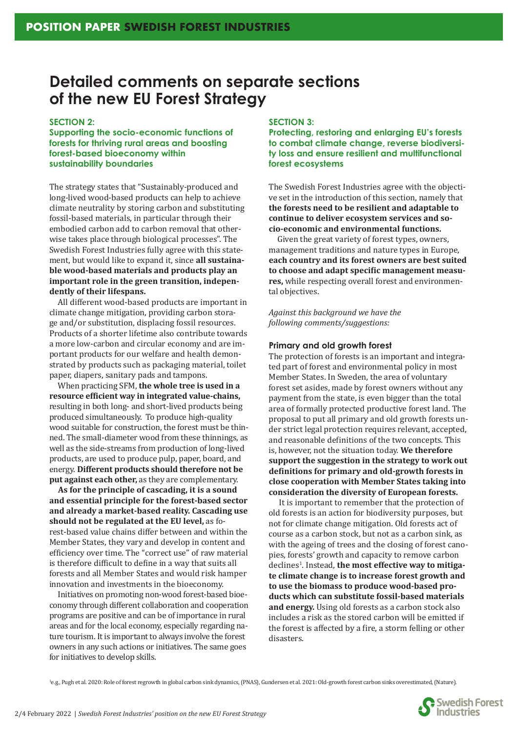# Detailed comments on separate sections of the new EU Forest Strategy

## SECTION 2: Supporting the socio-economic functions of forests for thriving rural areas and boosting forest-based bioeconomy within sustainability boundaries

The strategy states that "Sustainably-produced and long-lived wood-based products can help to achieve climate neutrality by storing carbon and substituting fossil-based materials, in particular through their embodied carbon add to carbon removal that otherwise takes place through biological processes". The Swedish Forest Industries fully agree with this statement, but would like to expand it, since **all sustainable wood-based materials and products play an important role in the green transition, independently of their lifespans.**

All different wood-based products are important in climate change mitigation, providing carbon storage and/or substitution, displacing fossil resources. Products of a shorter lifetime also contribute towards a more low-carbon and circular economy and are important products for our welfare and health demonstrated by products such as packaging material, toilet paper, diapers, sanitary pads and tampons.

When practicing SFM, **the whole tree is used in a resource efficient way in integrated value-chains,** resulting in both long- and short-lived products being produced simultaneously. To produce high-quality wood suitable for construction, the forest must be thinned. The small-diameter wood from these thinnings, as well as the side-streams from production of long-lived products, are used to produce pulp, paper, board, and energy. **Different products should therefore not be put against each other,** as they are complementary.

**As for the principle of cascading, it is a sound and essential principle for the forest-based sector and already a market-based reality. Cascading use should not be regulated at the EU level,** as forest-based value chains differ between and within the Member States, they vary and develop in content and efficiency over time. The "correct use" of raw material is therefore difficult to define in a way that suits all forests and all Member States and would risk hamper innovation and investments in the bioeconomy.

Initiatives on promoting non-wood forest-based bioeconomy through different collaboration and cooperation programs are positive and can be of importance in rural areas and for the local economy, especially regarding nature tourism. It is important to always involve the forest owners in any such actions or initiatives. The same goes for initiatives to develop skills.

## SECTION 3: Protecting, restoring and enlarging EU's forests to combat climate change, reverse biodiversity loss and ensure resilient and multifunctional forest ecosystems

The Swedish Forest Industries agree with the objective set in the introduction of this section, namely that **the forests need to be resilient and adaptable to continue to deliver ecosystem services and socio-economic and environmental functions.**

Given the great variety of forest types, owners, management traditions and nature types in Europe, **each country and its forest owners are best suited to choose and adapt specific management measures,** while respecting overall forest and environmental objectives.

*Against this background we have the following comments/suggestions:*

### Primary and old growth forest

The protection of forests is an important and integrated part of forest and environmental policy in most Member States. In Sweden, the area of voluntary forest set asides, made by forest owners without any payment from the state, is even bigger than the total area of formally protected productive forest land. The proposal to put all primary and old growth forests under strict legal protection requires relevant, accepted, and reasonable definitions of the two concepts. This is, however, not the situation today. **We therefore support the suggestion in the strategy to work out definitions for primary and old-growth forests in close cooperation with Member States taking into consideration the diversity of European forests.**

It is important to remember that the protection of old forests is an action for biodiversity purposes, but not for climate change mitigation. Old forests act of course as a carbon stock, but not as a carbon sink, as with the ageing of trees and the closing of forest canopies, forests' growth and capacity to remove carbon declines[1]. Instead, **the most effective way to mitigate climate change is to increase forest growth and to use the biomass to produce wood-based products which can substitute fossil-based materials and energy.** Using old forests as a carbon stock also includes a risk as the stored carbon will be emitted if the forest is affected by a fire, a storm felling or other disasters.

[1] e.g., Pugh et al. 2020: Role of forest regrowth in global carbon sink dynamics, (PNAS), Gundersen et al. 2021: Old-growth forest carbon sinks overestimated, (Nature).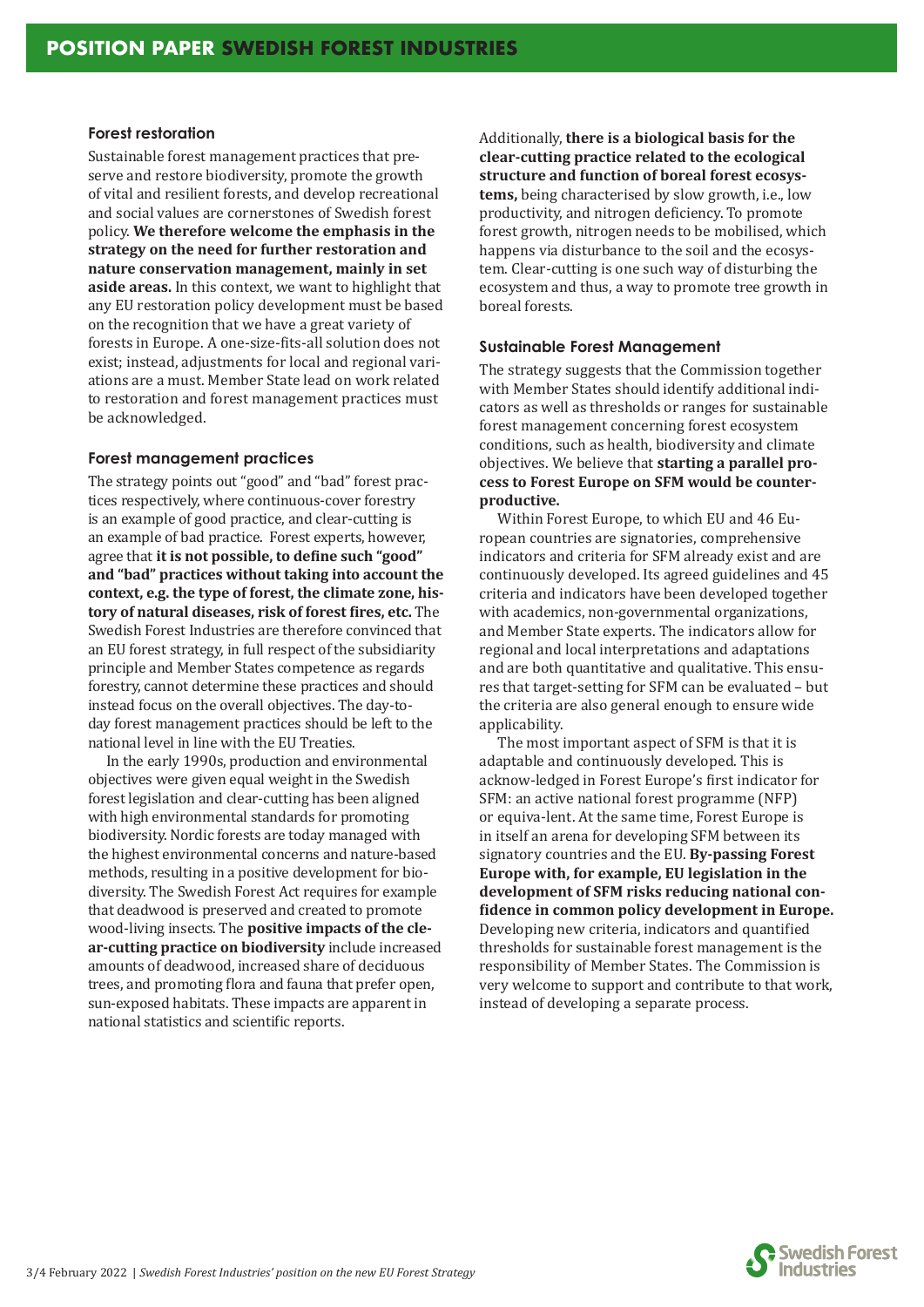## Forest restoration

Sustainable forest management practices that preserve and restore biodiversity, promote the growth of vital and resilient forests, and develop recreational and social values are cornerstones of Swedish forest policy. **We therefore welcome the emphasis in the strategy on the need for further restoration and nature conservation management, mainly in set aside areas.** In this context, we want to highlight that any EU restoration policy development must be based on the recognition that we have a great variety of forests in Europe. A one-size-fits-all solution does not exist; instead, adjustments for local and regional variations are a must. Member State lead on work related to restoration and forest management practices must be acknowledged.

## Forest management practices

The strategy points out "good" and "bad" forest practices respectively, where continuous-cover forestry is an example of good practice, and clear-cutting is an example of bad practice. Forest experts, however, agree that **it is not possible, to define such "good" and "bad" practices without taking into account the context, e.g. the type of forest, the climate zone, history of natural diseases, risk of forest fires, etc.** The Swedish Forest Industries are therefore convinced that an EU forest strategy, in full respect of the subsidiarity principle and Member States competence as regards forestry, cannot determine these practices and should instead focus on the overall objectives. The day-to-day forest management practices should be left to the national level in line with the EU Treaties.

In the early 1990s, production and environmental objectives were given equal weight in the Swedish forest legislation and clear-cutting has been aligned with high environmental standards for promoting biodiversity. Nordic forests are today managed with the highest environmental concerns and nature-based methods, resulting in a positive development for biodiversity. The Swedish Forest Act requires for example that deadwood is preserved and created to promote wood-living insects. The **positive impacts of the clear-cutting practice on biodiversity** include increased amounts of deadwood, increased share of deciduous trees, and promoting flora and fauna that prefer open, sun-exposed habitats. These impacts are apparent in national statistics and scientific reports.

Additionally, **there is a biological basis for the clear-cutting practice related to the ecological structure and function of boreal forest ecosystems,** being characterised by slow growth, i.e., low productivity, and nitrogen deficiency. To promote forest growth, nitrogen needs to be mobilised, which happens via disturbance to the soil and the ecosystem. Clear-cutting is one such way of disturbing the ecosystem and thus, a way to promote tree growth in boreal forests.

## Sustainable Forest Management

The strategy suggests that the Commission together with Member States should identify additional indicators as well as thresholds or ranges for sustainable forest management concerning forest ecosystem conditions, such as health, biodiversity and climate objectives. We believe that **starting a parallel process to Forest Europe on SFM would be counterproductive.**

Within Forest Europe, to which EU and 46 European countries are signatories, comprehensive indicators and criteria for SFM already exist and are continuously developed. Its agreed guidelines and 45 criteria and indicators have been developed together with academics, non-governmental organizations, and Member State experts. The indicators allow for regional and local interpretations and adaptations and are both quantitative and qualitative. This ensures that target-setting for SFM can be evaluated – but the criteria are also general enough to ensure wide applicability.

The most important aspect of SFM is that it is adaptable and continuously developed. This is acknowledged in Forest Europe's first indicator for SFM: an active national forest programme (NFP) or equivalent. At the same time, Forest Europe is in itself an arena for developing SFM between its signatory countries and the EU. **By-passing Forest Europe with, for example, EU legislation in the development of SFM risks reducing national confidence in common policy development in Europe.** Developing new criteria, indicators and quantified thresholds for sustainable forest management is the responsibility of Member States. The Commission is very welcome to support and contribute to that work, instead of developing a separate process.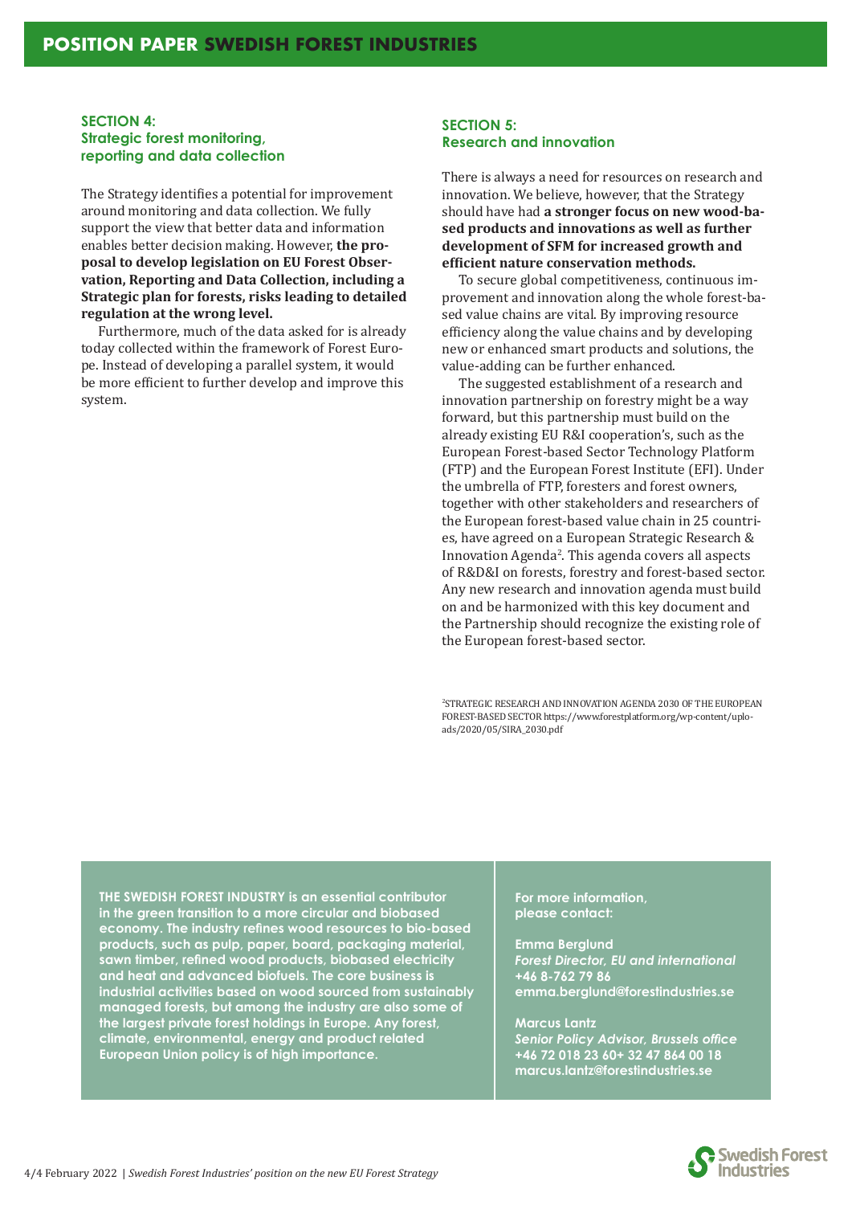## SECTION 4: Strategic forest monitoring, reporting and data collection

The Strategy identifies a potential for improvement around monitoring and data collection. We fully support the view that better data and information enables better decision making. However, **the proposal to develop legislation on EU Forest Observation, Reporting and Data Collection, including a Strategic plan for forests, risks leading to detailed regulation at the wrong level.**

Furthermore, much of the data asked for is already today collected within the framework of Forest Europe. Instead of developing a parallel system, it would be more efficient to further develop and improve this system.

## SECTION 5: Research and innovation

There is always a need for resources on research and innovation. We believe, however, that the Strategy should have had **a stronger focus on new wood-based products and innovations as well as further development of SFM for increased growth and efficient nature conservation methods.**

To secure global competitiveness, continuous improvement and innovation along the whole forest-based value chains are vital. By improving resource efficiency along the value chains and by developing new or enhanced smart products and solutions, the value-adding can be further enhanced.

The suggested establishment of a research and innovation partnership on forestry might be a way forward, but this partnership must build on the already existing EU R&I cooperation's, such as the European Forest-based Sector Technology Platform (FTP) and the European Forest Institute (EFI). Under the umbrella of FTP, foresters and forest owners, together with other stakeholders and researchers of the European forest-based value chain in 25 countries, have agreed on a European Strategic Research & Innovation Agenda[2]. This agenda covers all aspects of R&D&I on forests, forestry and forest-based sector. Any new research and innovation agenda must build on and be harmonized with this key document and the Partnership should recognize the existing role of the European forest-based sector.

[2]STRATEGIC RESEARCH AND INNOVATION AGENDA 2030 OF THE EUROPEAN FOREST-BASED SECTOR https://www.forestplatform.org/wp-content/uploads/2020/05/SIRA_2030.pdf

**THE SWEDISH FOREST INDUSTRY is an essential contributor in the green transition to a more circular and biobased economy. The industry refines wood resources to bio-based products, such as pulp, paper, board, packaging material, sawn timber, refined wood products, biobased electricity and heat and advanced biofuels. The core business is industrial activities based on wood sourced from sustainably managed forests, but among the industry are also some of the largest private forest holdings in Europe. Any forest, climate, environmental, energy and product related European Union policy is of high importance.**

**For more information, please contact:**

**Emma Berglund**
*Forest Director, EU and international*
+46 8-762 79 86
emma.berglund@forestindustries.se

**Marcus Lantz**
*Senior Policy Advisor, Brussels office*
+46 72 018 23 60+ 32 47 864 00 18
marcus.lantz@forestindustries.se